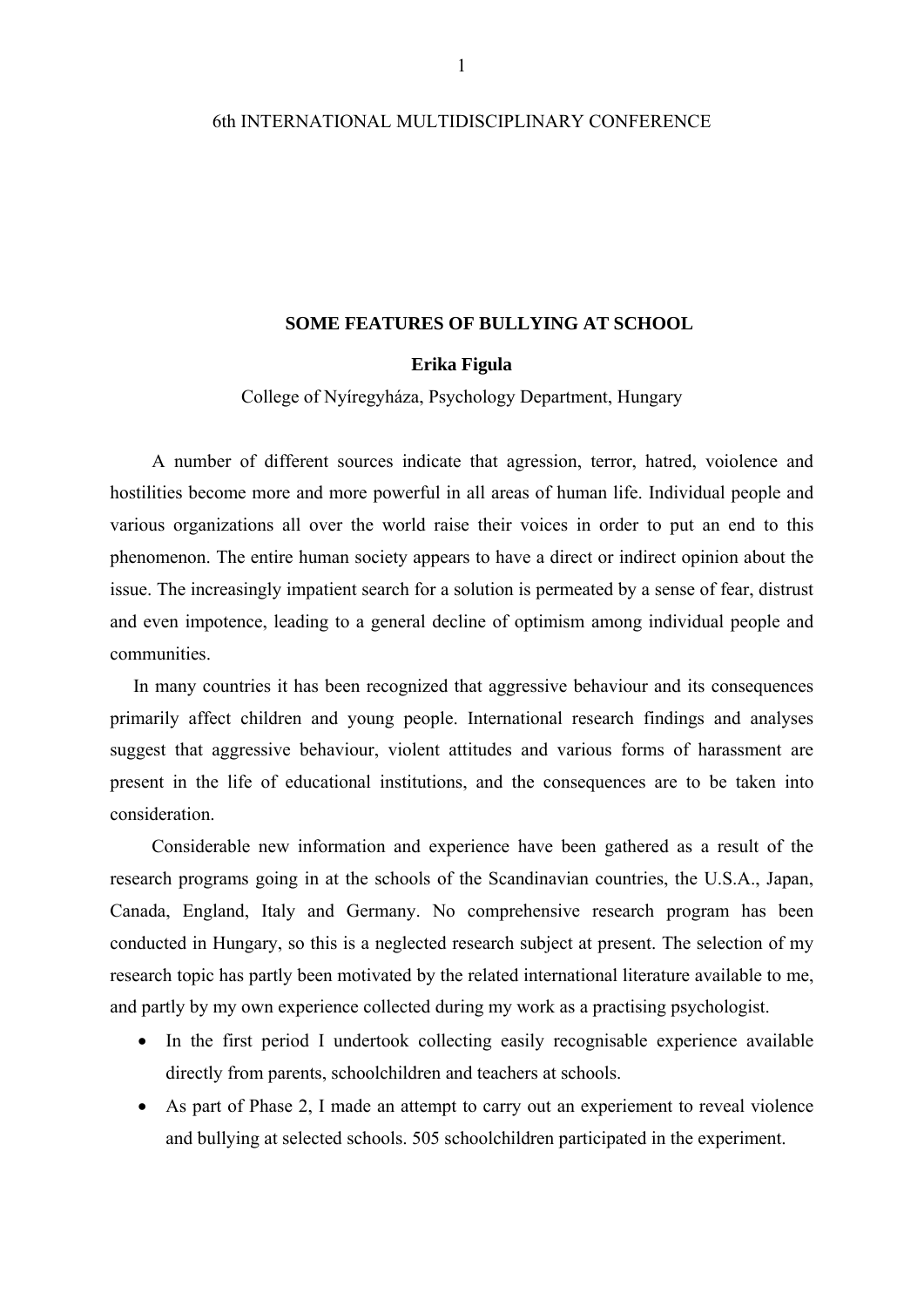6th INTERNATIONAL MULTIDISCIPLINARY CONFERENCE

# SOME FEATURES OF BULLYING AT SCHOOL

**Erika Figula**

College of Nyíregyháza, Psychology Department, Hungary

A number of different sources indicate that agression, terror, hatred, voiolence and hostilities become more and more powerful in all areas of human life. Individual people and various organizations all over the world raise their voices in order to put an end to this phenomenon. The entire human society appears to have a direct or indirect opinion about the issue. The increasingly impatient search for a solution is permeated by a sense of fear, distrust and even impotence, leading to a general decline of optimism among individual people and communities.

In many countries it has been recognized that aggressive behaviour and its consequences primarily affect children and young people. International research findings and analyses suggest that aggressive behaviour, violent attitudes and various forms of harassment are present in the life of educational institutions, and the consequences are to be taken into consideration.

Considerable new information and experience have been gathered as a result of the research programs going in at the schools of the Scandinavian countries, the U.S.A., Japan, Canada, England, Italy and Germany. No comprehensive research program has been conducted in Hungary, so this is a neglected research subject at present. The selection of my research topic has partly been motivated by the related international literature available to me, and partly by my own experience collected during my work as a practising psychologist.

- In the first period I undertook collecting easily recognisable experience available directly from parents, schoolchildren and teachers at schools.
- As part of Phase 2, I made an attempt to carry out an experiement to reveal violence and bullying at selected schools. 505 schoolchildren participated in the experiment.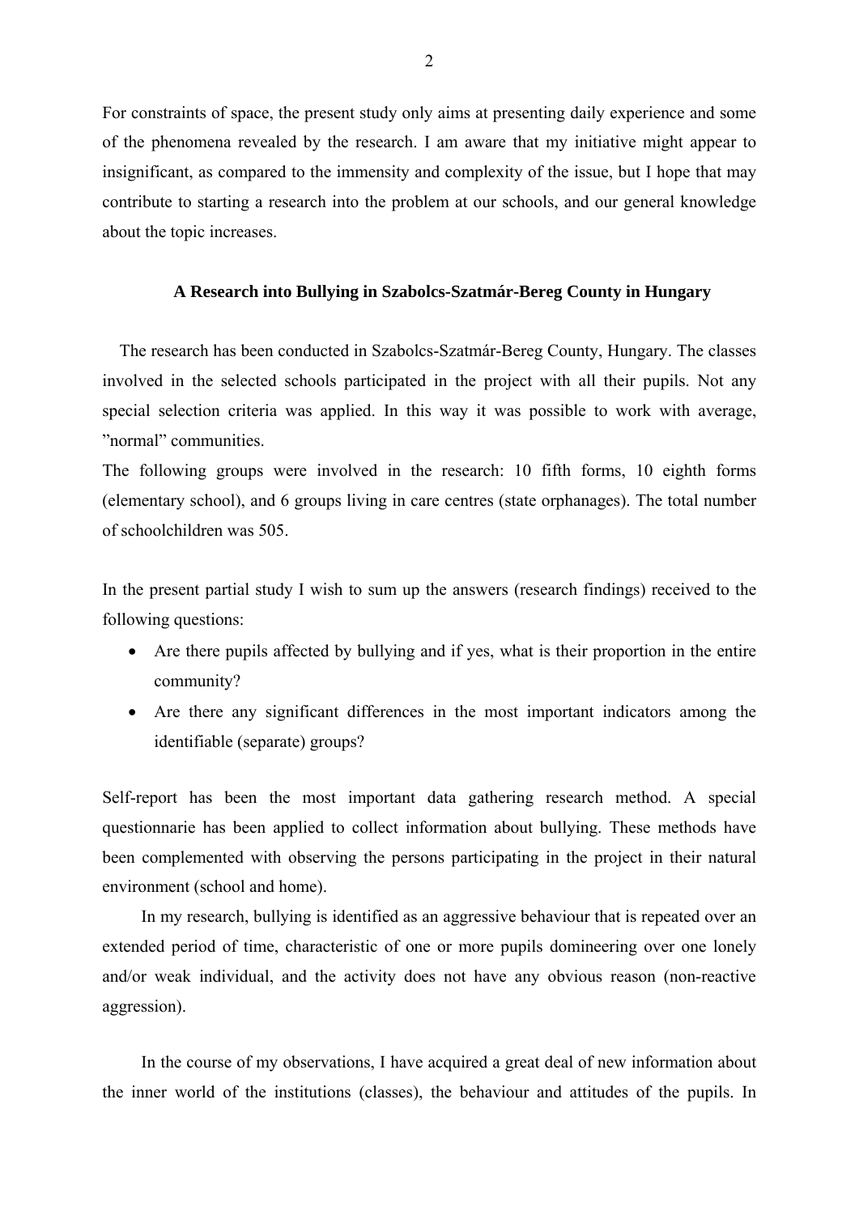For constraints of space, the present study only aims at presenting daily experience and some of the phenomena revealed by the research. I am aware that my initiative might appear to insignificant, as compared to the immensity and complexity of the issue, but I hope that may contribute to starting a research into the problem at our schools, and our general knowledge about the topic increases.

### A Research into Bullying in Szabolcs-Szatmár-Bereg County in Hungary

The research has been conducted in Szabolcs-Szatmár-Bereg County, Hungary. The classes involved in the selected schools participated in the project with all their pupils. Not any special selection criteria was applied. In this way it was possible to work with average, ”normal” communities.

The following groups were involved in the research: 10 fifth forms, 10 eighth forms (elementary school), and 6 groups living in care centres (state orphanages). The total number of schoolchildren was 505.

In the present partial study I wish to sum up the answers (research findings) received to the following questions:

- Are there pupils affected by bullying and if yes, what is their proportion in the entire community?
- Are there any significant differences in the most important indicators among the identifiable (separate) groups?

Self-report has been the most important data gathering research method. A special questionnarie has been applied to collect information about bullying. These methods have been complemented with observing the persons participating in the project in their natural environment (school and home).

In my research, bullying is identified as an aggressive behaviour that is repeated over an extended period of time, characteristic of one or more pupils domineering over one lonely and/or weak individual, and the activity does not have any obvious reason (non-reactive aggression).

In the course of my observations, I have acquired a great deal of new information about the inner world of the institutions (classes), the behaviour and attitudes of the pupils. In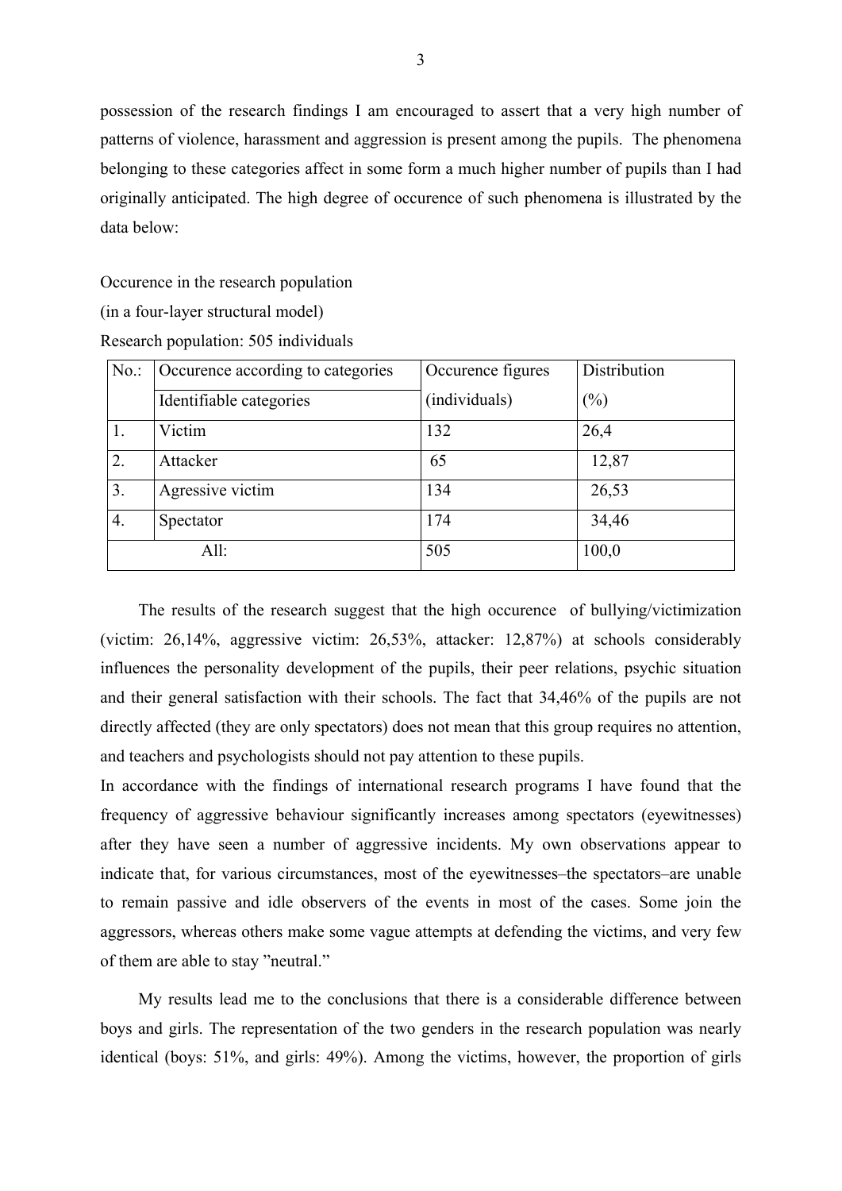possession of the research findings I am encouraged to assert that a very high number of patterns of violence, harassment and aggression is present among the pupils. The phenomena belonging to these categories affect in some form a much higher number of pupils than I had originally anticipated. The high degree of occurence of such phenomena is illustrated by the data below:

Occurence in the research population

(in a four-layer structural model)

Research population: 505 individuals

| No.: | Occurence according to categories<br>Identifiable categories | Occurence figures (individuals) | Distribution (%) |
|---|---|---|---|
| 1. | Victim | 132 | 26,4 |
| 2. | Attacker | 65 | 12,87 |
| 3. | Agressive victim | 134 | 26,53 |
| 4. | Spectator | 174 | 34,46 |
| All: | | 505 | 100,0 |

The results of the research suggest that the high occurence of bullying/victimization (victim: 26,14%, aggressive victim: 26,53%, attacker: 12,87%) at schools considerably influences the personality development of the pupils, their peer relations, psychic situation and their general satisfaction with their schools. The fact that 34,46% of the pupils are not directly affected (they are only spectators) does not mean that this group requires no attention, and teachers and psychologists should not pay attention to these pupils.

In accordance with the findings of international research programs I have found that the frequency of aggressive behaviour significantly increases among spectators (eyewitnesses) after they have seen a number of aggressive incidents. My own observations appear to indicate that, for various circumstances, most of the eyewitnesses–the spectators–are unable to remain passive and idle observers of the events in most of the cases. Some join the aggressors, whereas others make some vague attempts at defending the victims, and very few of them are able to stay "neutral."

My results lead me to the conclusions that there is a considerable difference between boys and girls. The representation of the two genders in the research population was nearly identical (boys: 51%, and girls: 49%). Among the victims, however, the proportion of girls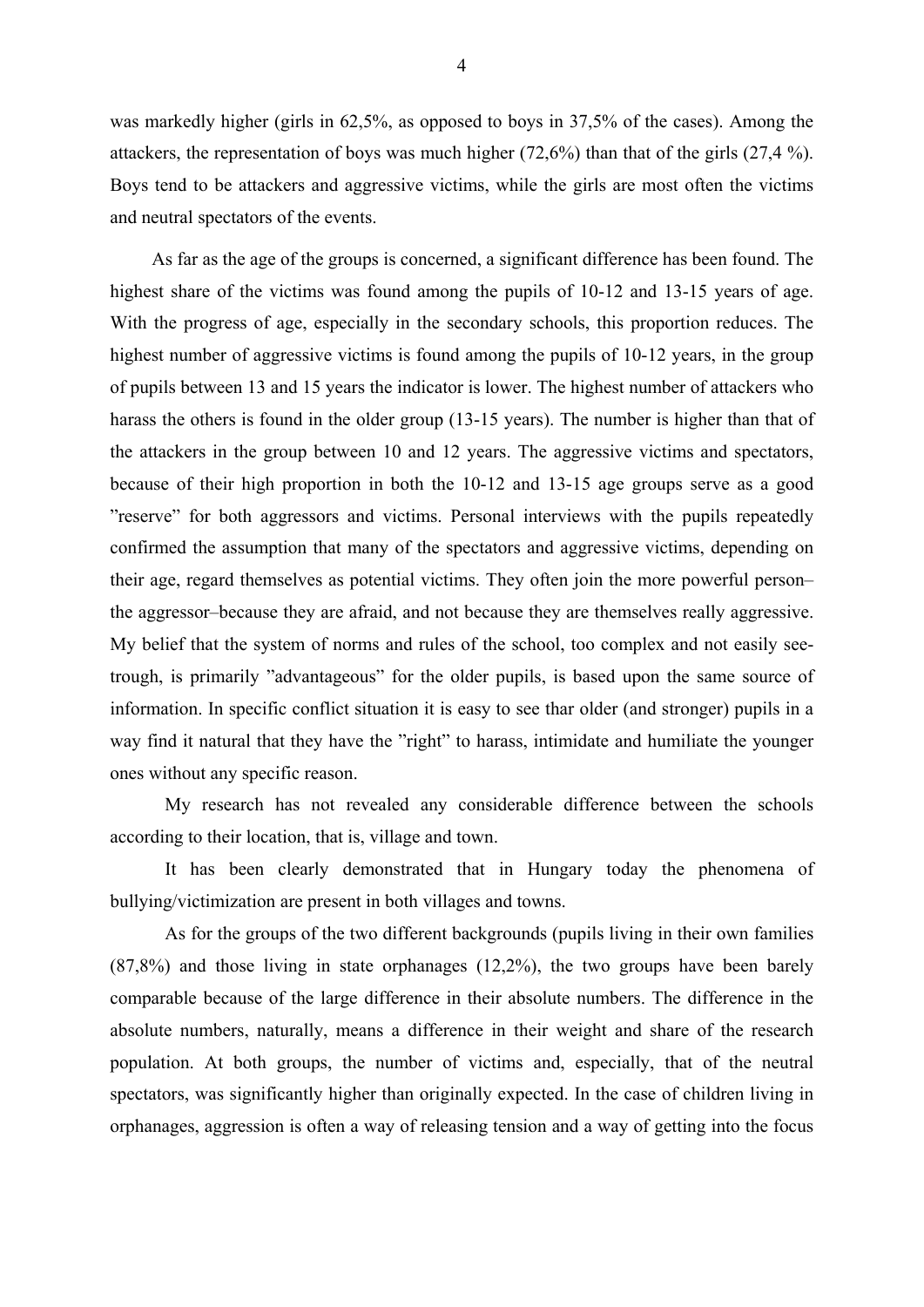was markedly higher (girls in 62,5%, as opposed to boys in 37,5% of the cases). Among the attackers, the representation of boys was much higher (72,6%) than that of the girls (27,4 %). Boys tend to be attackers and aggressive victims, while the girls are most often the victims and neutral spectators of the events.

As far as the age of the groups is concerned, a significant difference has been found. The highest share of the victims was found among the pupils of 10-12 and 13-15 years of age. With the progress of age, especially in the secondary schools, this proportion reduces. The highest number of aggressive victims is found among the pupils of 10-12 years, in the group of pupils between 13 and 15 years the indicator is lower. The highest number of attackers who harass the others is found in the older group (13-15 years). The number is higher than that of the attackers in the group between 10 and 12 years. The aggressive victims and spectators, because of their high proportion in both the 10-12 and 13-15 age groups serve as a good "reserve" for both aggressors and victims. Personal interviews with the pupils repeatedly confirmed the assumption that many of the spectators and aggressive victims, depending on their age, regard themselves as potential victims. They often join the more powerful person–the aggressor–because they are afraid, and not because they are themselves really aggressive. My belief that the system of norms and rules of the school, too complex and not easily see-trough, is primarily "advantageous" for the older pupils, is based upon the same source of information. In specific conflict situation it is easy to see thar older (and stronger) pupils in a way find it natural that they have the "right" to harass, intimidate and humiliate the younger ones without any specific reason.

My research has not revealed any considerable difference between the schools according to their location, that is, village and town.

It has been clearly demonstrated that in Hungary today the phenomena of bullying/victimization are present in both villages and towns.

As for the groups of the two different backgrounds (pupils living in their own families (87,8%) and those living in state orphanages (12,2%), the two groups have been barely comparable because of the large difference in their absolute numbers. The difference in the absolute numbers, naturally, means a difference in their weight and share of the research population. At both groups, the number of victims and, especially, that of the neutral spectators, was significantly higher than originally expected. In the case of children living in orphanages, aggression is often a way of releasing tension and a way of getting into the focus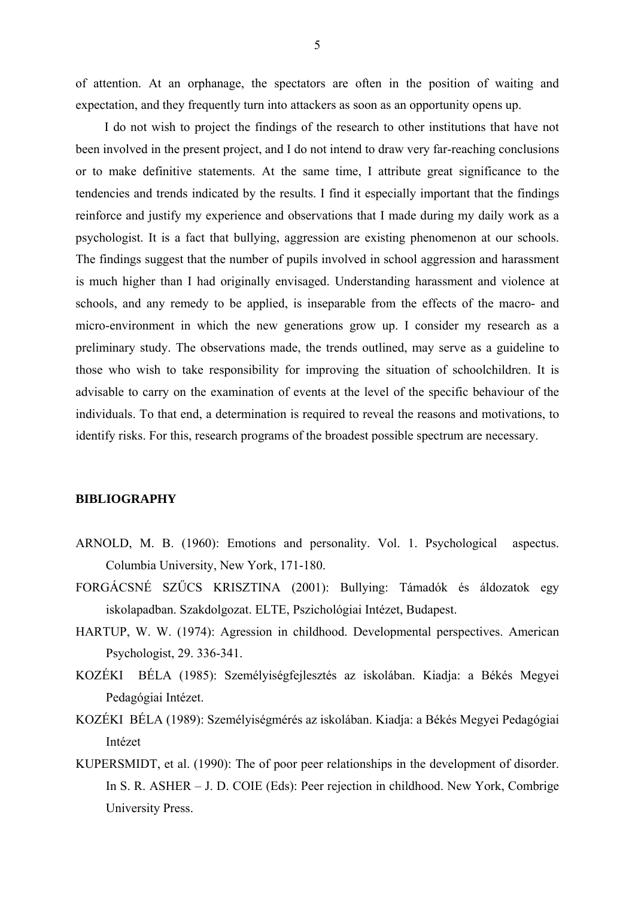of attention. At an orphanage, the spectators are often in the position of waiting and expectation, and they frequently turn into attackers as soon as an opportunity opens up.

I do not wish to project the findings of the research to other institutions that have not been involved in the present project, and I do not intend to draw very far-reaching conclusions or to make definitive statements. At the same time, I attribute great significance to the tendencies and trends indicated by the results. I find it especially important that the findings reinforce and justify my experience and observations that I made during my daily work as a psychologist. It is a fact that bullying, aggression are existing phenomenon at our schools. The findings suggest that the number of pupils involved in school aggression and harassment is much higher than I had originally envisaged. Understanding harassment and violence at schools, and any remedy to be applied, is inseparable from the effects of the macro- and micro-environment in which the new generations grow up. I consider my research as a preliminary study. The observations made, the trends outlined, may serve as a guideline to those who wish to take responsibility for improving the situation of schoolchildren. It is advisable to carry on the examination of events at the level of the specific behaviour of the individuals. To that end, a determination is required to reveal the reasons and motivations, to identify risks. For this, research programs of the broadest possible spectrum are necessary.

**BIBLIOGRAPHY**

ARNOLD, M. B. (1960): Emotions and personality. Vol. 1. Psychological aspectus. Columbia University, New York, 171-180.

FORGÁCSNÉ SZŰCS KRISZTINA (2001): Bullying: Támadók és áldozatok egy iskolapadban. Szakdolgozat. ELTE, Pszichológiai Intézet, Budapest.

HARTUP, W. W. (1974): Agression in childhood. Developmental perspectives. American Psychologist, 29. 336-341.

KOZÉKI BÉLA (1985): Személyiségfejlesztés az iskolában. Kiadja: a Békés Megyei Pedagógiai Intézet.

KOZÉKI BÉLA (1989): Személyiségmérés az iskolában. Kiadja: a Békés Megyei Pedagógiai Intézet

KUPERSMIDT, et al. (1990): The of poor peer relationships in the development of disorder. In S. R. ASHER – J. D. COIE (Eds): Peer rejection in childhood. New York, Combrige University Press.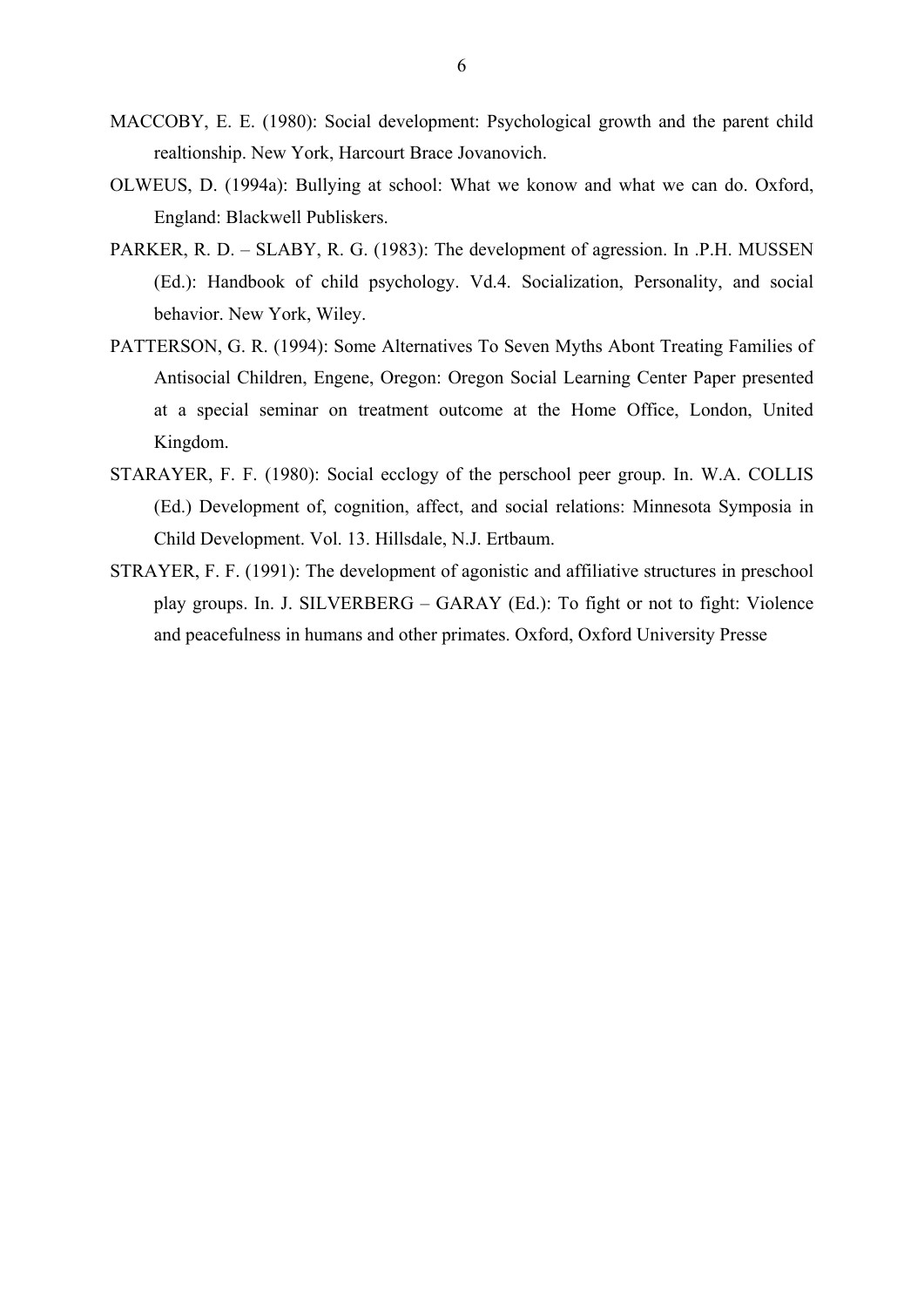MACCOBY, E. E. (1980): Social development: Psychological growth and the parent child realtionship. New York, Harcourt Brace Jovanovich.

OLWEUS, D. (1994a): Bullying at school: What we konow and what we can do. Oxford, England: Blackwell Publiskers.

PARKER, R. D. – SLABY, R. G. (1983): The development of agression. In .P.H. MUSSEN (Ed.): Handbook of child psychology. Vd.4. Socialization, Personality, and social behavior. New York, Wiley.

PATTERSON, G. R. (1994): Some Alternatives To Seven Myths Abont Treating Families of Antisocial Children, Engene, Oregon: Oregon Social Learning Center Paper presented at a special seminar on treatment outcome at the Home Office, London, United Kingdom.

STARAYER, F. F. (1980): Social ecclogy of the perschool peer group. In. W.A. COLLIS (Ed.) Development of, cognition, affect, and social relations: Minnesota Symposia in Child Development. Vol. 13. Hillsdale, N.J. Ertbaum.

STRAYER, F. F. (1991): The development of agonistic and affiliative structures in preschool play groups. In. J. SILVERBERG – GARAY (Ed.): To fight or not to fight: Violence and peacefulness in humans and other primates. Oxford, Oxford University Presse